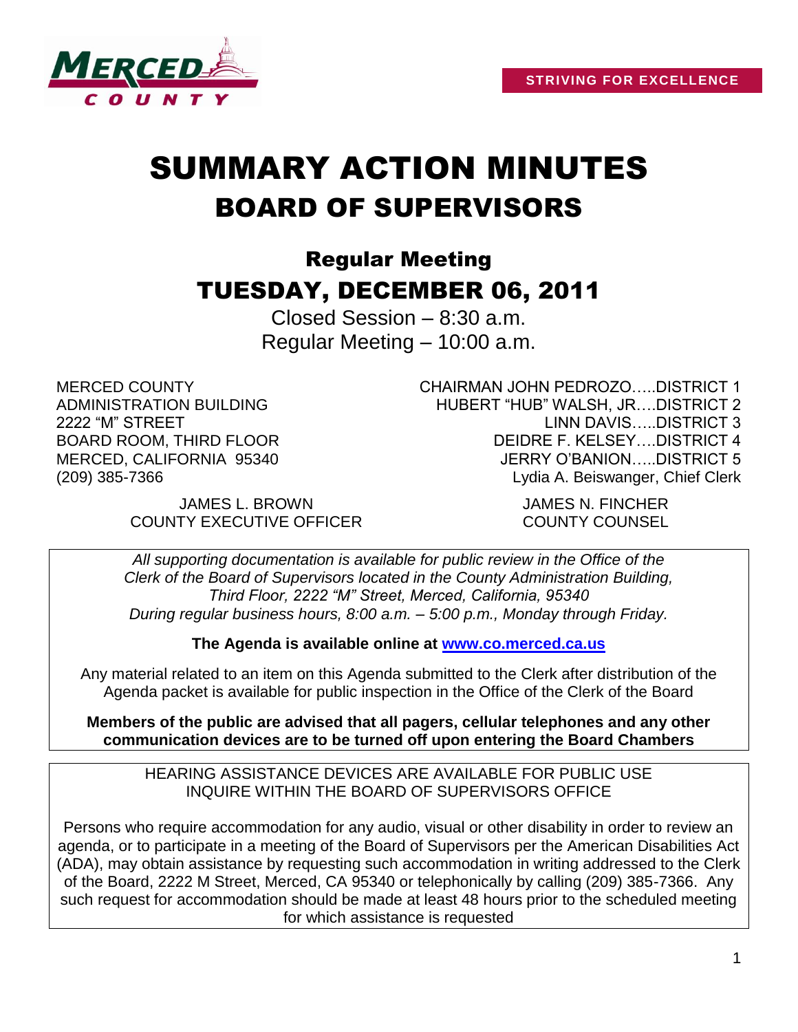STRIVING FOR EXCELLENCE

# SUMMARY ACTION MINUTES
# BOARD OF SUPERVISORS

## Regular Meeting
## TUESDAY, DECEMBER 06, 2011

Closed Session – 8:30 a.m.
Regular Meeting – 10:00 a.m.

MERCED COUNTY
ADMINISTRATION BUILDING
2222 "M" STREET
BOARD ROOM, THIRD FLOOR
MERCED, CALIFORNIA 95340
(209) 385-7366

CHAIRMAN JOHN PEDROZO…..DISTRICT 1
HUBERT "HUB" WALSH, JR….DISTRICT 2
LINN DAVIS…..DISTRICT 3
DEIDRE F. KELSEY….DISTRICT 4
JERRY O'BANION…..DISTRICT 5
Lydia A. Beiswanger, Chief Clerk

JAMES L. BROWN
COUNTY EXECUTIVE OFFICER

JAMES N. FINCHER
COUNTY COUNSEL

*All supporting documentation is available for public review in the Office of the Clerk of the Board of Supervisors located in the County Administration Building, Third Floor, 2222 "M" Street, Merced, California, 95340 During regular business hours, 8:00 a.m. – 5:00 p.m., Monday through Friday.*

**The Agenda is available online at [www.co.merced.ca.us](http://www.co.merced.ca.us)**

Any material related to an item on this Agenda submitted to the Clerk after distribution of the Agenda packet is available for public inspection in the Office of the Clerk of the Board

**Members of the public are advised that all pagers, cellular telephones and any other communication devices are to be turned off upon entering the Board Chambers**

HEARING ASSISTANCE DEVICES ARE AVAILABLE FOR PUBLIC USE
INQUIRE WITHIN THE BOARD OF SUPERVISORS OFFICE

Persons who require accommodation for any audio, visual or other disability in order to review an agenda, or to participate in a meeting of the Board of Supervisors per the American Disabilities Act (ADA), may obtain assistance by requesting such accommodation in writing addressed to the Clerk of the Board, 2222 M Street, Merced, CA 95340 or telephonically by calling (209) 385-7366. Any such request for accommodation should be made at least 48 hours prior to the scheduled meeting for which assistance is requested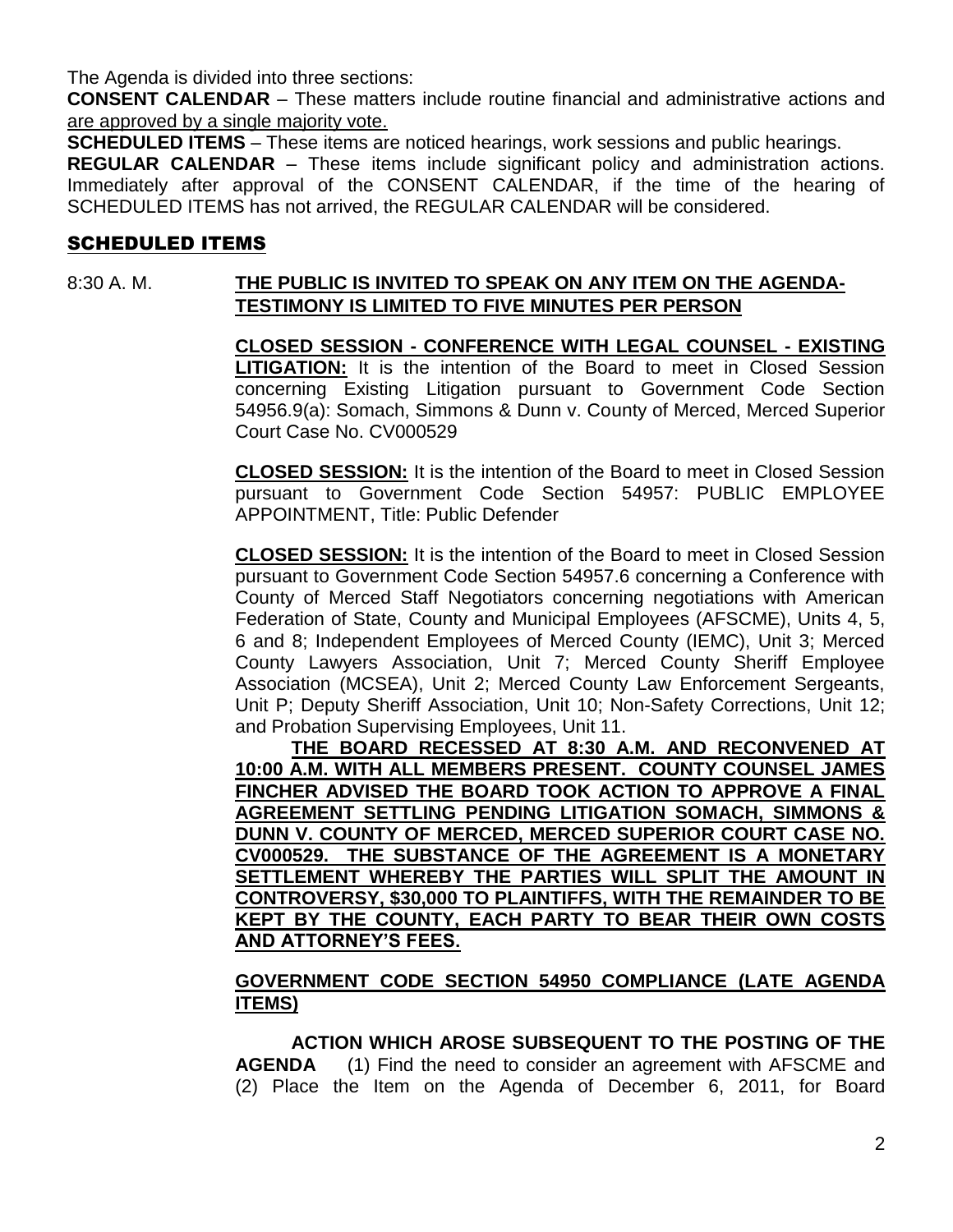The Agenda is divided into three sections:

**CONSENT CALENDAR** – These matters include routine financial and administrative actions and are approved by a single majority vote.

**SCHEDULED ITEMS** – These items are noticed hearings, work sessions and public hearings.

**REGULAR CALENDAR** – These items include significant policy and administration actions. Immediately after approval of the CONSENT CALENDAR, if the time of the hearing of SCHEDULED ITEMS has not arrived, the REGULAR CALENDAR will be considered.

## SCHEDULED ITEMS

8:30 A. M. **THE PUBLIC IS INVITED TO SPEAK ON ANY ITEM ON THE AGENDA-TESTIMONY IS LIMITED TO FIVE MINUTES PER PERSON**

**CLOSED SESSION - CONFERENCE WITH LEGAL COUNSEL - EXISTING LITIGATION:** It is the intention of the Board to meet in Closed Session concerning Existing Litigation pursuant to Government Code Section 54956.9(a): Somach, Simmons & Dunn v. County of Merced, Merced Superior Court Case No. CV000529

**CLOSED SESSION:** It is the intention of the Board to meet in Closed Session pursuant to Government Code Section 54957: PUBLIC EMPLOYEE APPOINTMENT, Title: Public Defender

**CLOSED SESSION:** It is the intention of the Board to meet in Closed Session pursuant to Government Code Section 54957.6 concerning a Conference with County of Merced Staff Negotiators concerning negotiations with American Federation of State, County and Municipal Employees (AFSCME), Units 4, 5, 6 and 8; Independent Employees of Merced County (IEMC), Unit 3; Merced County Lawyers Association, Unit 7; Merced County Sheriff Employee Association (MCSEA), Unit 2; Merced County Law Enforcement Sergeants, Unit P; Deputy Sheriff Association, Unit 10; Non-Safety Corrections, Unit 12; and Probation Supervising Employees, Unit 11.

**THE BOARD RECESSED AT 8:30 A.M. AND RECONVENED AT 10:00 A.M. WITH ALL MEMBERS PRESENT. COUNTY COUNSEL JAMES FINCHER ADVISED THE BOARD TOOK ACTION TO APPROVE A FINAL AGREEMENT SETTLING PENDING LITIGATION SOMACH, SIMMONS & DUNN V. COUNTY OF MERCED, MERCED SUPERIOR COURT CASE NO. CV000529. THE SUBSTANCE OF THE AGREEMENT IS A MONETARY SETTLEMENT WHEREBY THE PARTIES WILL SPLIT THE AMOUNT IN CONTROVERSY, $30,000 TO PLAINTIFFS, WITH THE REMAINDER TO BE KEPT BY THE COUNTY, EACH PARTY TO BEAR THEIR OWN COSTS AND ATTORNEY'S FEES.**

**GOVERNMENT CODE SECTION 54950 COMPLIANCE (LATE AGENDA ITEMS)**

**ACTION WHICH AROSE SUBSEQUENT TO THE POSTING OF THE AGENDA** (1) Find the need to consider an agreement with AFSCME and (2) Place the Item on the Agenda of December 6, 2011, for Board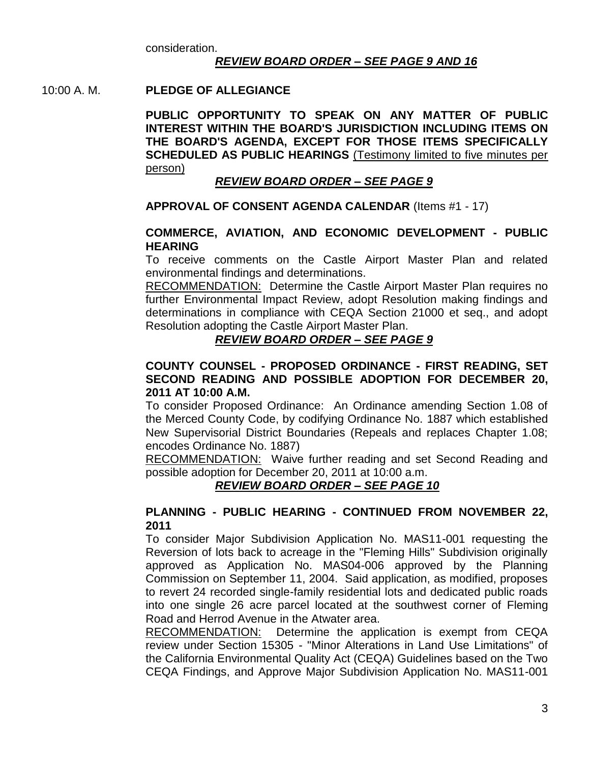consideration.

***REVIEW BOARD ORDER – SEE PAGE 9 AND 16***

10:00 A. M. **PLEDGE OF ALLEGIANCE**

**PUBLIC OPPORTUNITY TO SPEAK ON ANY MATTER OF PUBLIC INTEREST WITHIN THE BOARD'S JURISDICTION INCLUDING ITEMS ON THE BOARD'S AGENDA, EXCEPT FOR THOSE ITEMS SPECIFICALLY SCHEDULED AS PUBLIC HEARINGS** (Testimony limited to five minutes per person)

***REVIEW BOARD ORDER – SEE PAGE 9***

**APPROVAL OF CONSENT AGENDA CALENDAR** (Items #1 - 17)

**COMMERCE, AVIATION, AND ECONOMIC DEVELOPMENT - PUBLIC HEARING**

To receive comments on the Castle Airport Master Plan and related environmental findings and determinations.

RECOMMENDATION: Determine the Castle Airport Master Plan requires no further Environmental Impact Review, adopt Resolution making findings and determinations in compliance with CEQA Section 21000 et seq., and adopt Resolution adopting the Castle Airport Master Plan.

***REVIEW BOARD ORDER – SEE PAGE 9***

**COUNTY COUNSEL - PROPOSED ORDINANCE - FIRST READING, SET SECOND READING AND POSSIBLE ADOPTION FOR DECEMBER 20, 2011 AT 10:00 A.M.**

To consider Proposed Ordinance: An Ordinance amending Section 1.08 of the Merced County Code, by codifying Ordinance No. 1887 which established New Supervisorial District Boundaries (Repeals and replaces Chapter 1.08; encodes Ordinance No. 1887)

RECOMMENDATION: Waive further reading and set Second Reading and possible adoption for December 20, 2011 at 10:00 a.m.

***REVIEW BOARD ORDER – SEE PAGE 10***

**PLANNING - PUBLIC HEARING - CONTINUED FROM NOVEMBER 22, 2011**

To consider Major Subdivision Application No. MAS11-001 requesting the Reversion of lots back to acreage in the "Fleming Hills" Subdivision originally approved as Application No. MAS04-006 approved by the Planning Commission on September 11, 2004. Said application, as modified, proposes to revert 24 recorded single-family residential lots and dedicated public roads into one single 26 acre parcel located at the southwest corner of Fleming Road and Herrod Avenue in the Atwater area.

RECOMMENDATION: Determine the application is exempt from CEQA review under Section 15305 - "Minor Alterations in Land Use Limitations" of the California Environmental Quality Act (CEQA) Guidelines based on the Two CEQA Findings, and Approve Major Subdivision Application No. MAS11-001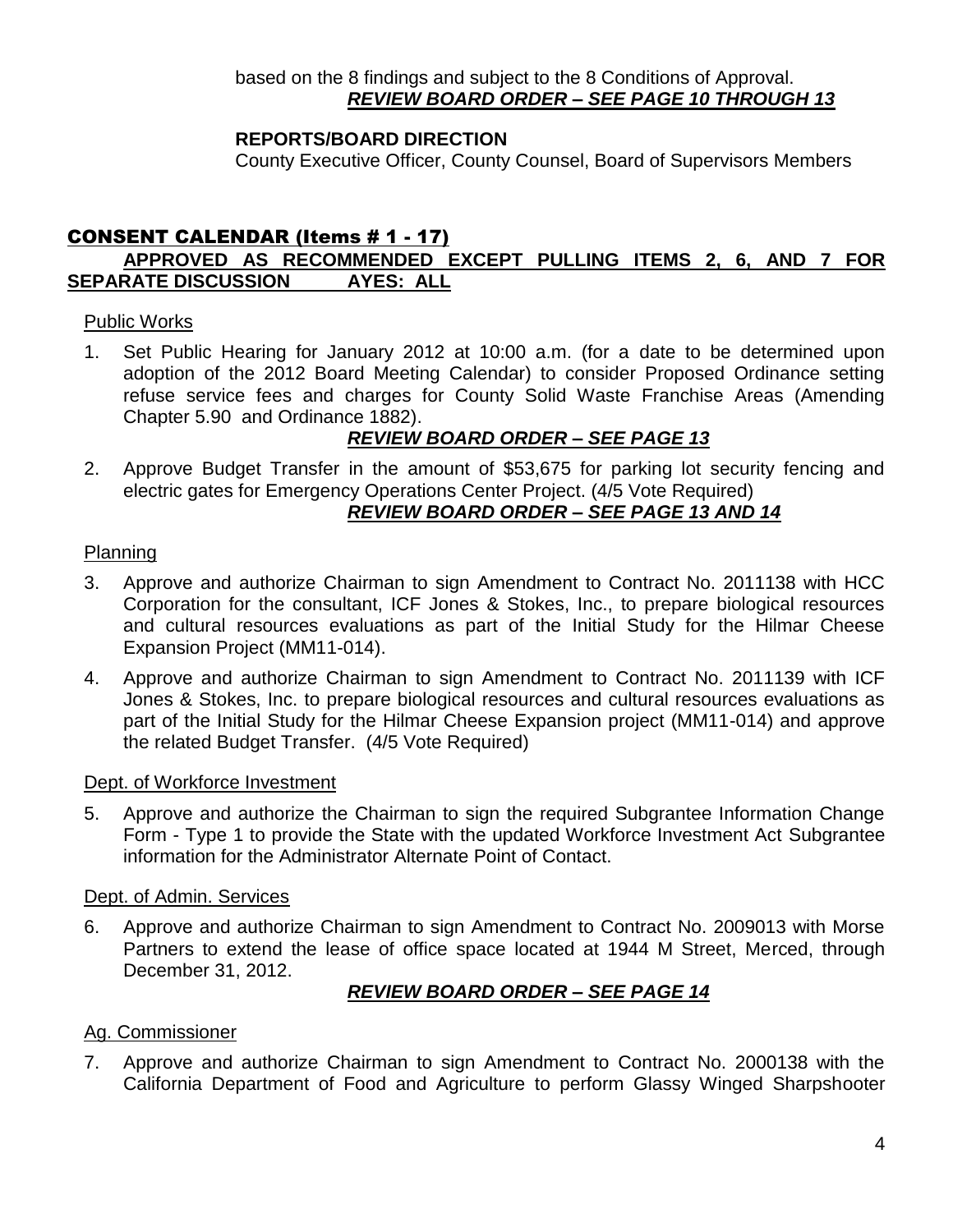based on the 8 findings and subject to the 8 Conditions of Approval.
***REVIEW BOARD ORDER – SEE PAGE 10 THROUGH 13***

**REPORTS/BOARD DIRECTION**
County Executive Officer, County Counsel, Board of Supervisors Members

## CONSENT CALENDAR (Items # 1 - 17)

**APPROVED AS RECOMMENDED EXCEPT PULLING ITEMS 2, 6, AND 7 FOR SEPARATE DISCUSSION AYES: ALL**

Public Works

1. Set Public Hearing for January 2012 at 10:00 a.m. (for a date to be determined upon adoption of the 2012 Board Meeting Calendar) to consider Proposed Ordinance setting refuse service fees and charges for County Solid Waste Franchise Areas (Amending Chapter 5.90 and Ordinance 1882).
***REVIEW BOARD ORDER – SEE PAGE 13***
2. Approve Budget Transfer in the amount of $53,675 for parking lot security fencing and electric gates for Emergency Operations Center Project. (4/5 Vote Required)
***REVIEW BOARD ORDER – SEE PAGE 13 AND 14***

Planning

3. Approve and authorize Chairman to sign Amendment to Contract No. 2011138 with HCC Corporation for the consultant, ICF Jones & Stokes, Inc., to prepare biological resources and cultural resources evaluations as part of the Initial Study for the Hilmar Cheese Expansion Project (MM11-014).
4. Approve and authorize Chairman to sign Amendment to Contract No. 2011139 with ICF Jones & Stokes, Inc. to prepare biological resources and cultural resources evaluations as part of the Initial Study for the Hilmar Cheese Expansion project (MM11-014) and approve the related Budget Transfer. (4/5 Vote Required)

Dept. of Workforce Investment

5. Approve and authorize the Chairman to sign the required Subgrantee Information Change Form - Type 1 to provide the State with the updated Workforce Investment Act Subgrantee information for the Administrator Alternate Point of Contact.

Dept. of Admin. Services

6. Approve and authorize Chairman to sign Amendment to Contract No. 2009013 with Morse Partners to extend the lease of office space located at 1944 M Street, Merced, through December 31, 2012.
***REVIEW BOARD ORDER – SEE PAGE 14***

Ag. Commissioner

7. Approve and authorize Chairman to sign Amendment to Contract No. 2000138 with the California Department of Food and Agriculture to perform Glassy Winged Sharpshooter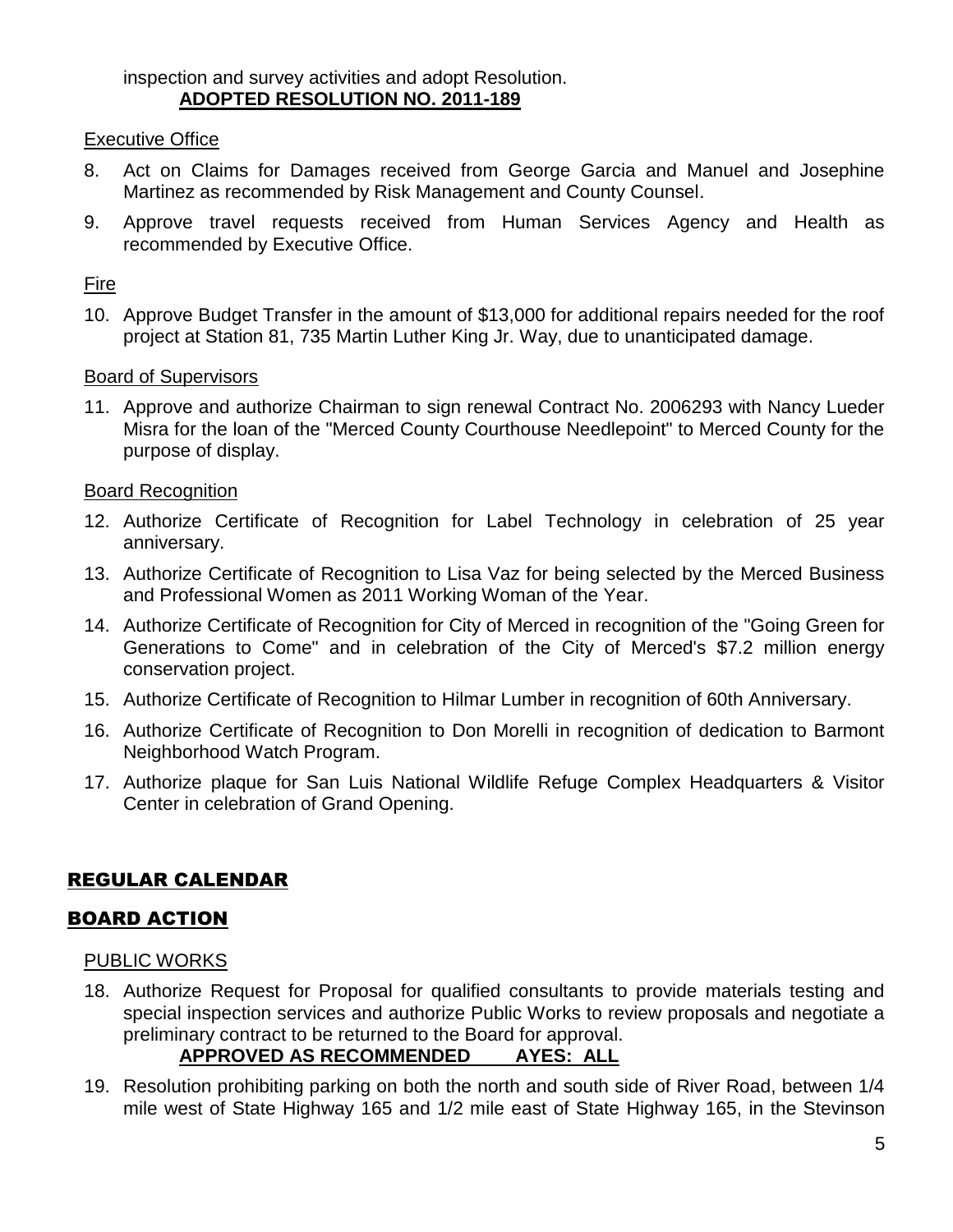inspection and survey activities and adopt Resolution.
**ADOPTED RESOLUTION NO. 2011-189**

Executive Office

8. Act on Claims for Damages received from George Garcia and Manuel and Josephine Martinez as recommended by Risk Management and County Counsel.
9. Approve travel requests received from Human Services Agency and Health as recommended by Executive Office.

Fire

10. Approve Budget Transfer in the amount of $13,000 for additional repairs needed for the roof project at Station 81, 735 Martin Luther King Jr. Way, due to unanticipated damage.

Board of Supervisors

11. Approve and authorize Chairman to sign renewal Contract No. 2006293 with Nancy Lueder Misra for the loan of the "Merced County Courthouse Needlepoint" to Merced County for the purpose of display.

Board Recognition

12. Authorize Certificate of Recognition for Label Technology in celebration of 25 year anniversary.
13. Authorize Certificate of Recognition to Lisa Vaz for being selected by the Merced Business and Professional Women as 2011 Working Woman of the Year.
14. Authorize Certificate of Recognition for City of Merced in recognition of the "Going Green for Generations to Come" and in celebration of the City of Merced's $7.2 million energy conservation project.
15. Authorize Certificate of Recognition to Hilmar Lumber in recognition of 60th Anniversary.
16. Authorize Certificate of Recognition to Don Morelli in recognition of dedication to Barmont Neighborhood Watch Program.
17. Authorize plaque for San Luis National Wildlife Refuge Complex Headquarters & Visitor Center in celebration of Grand Opening.

## REGULAR CALENDAR

## BOARD ACTION

PUBLIC WORKS

18. Authorize Request for Proposal for qualified consultants to provide materials testing and special inspection services and authorize Public Works to review proposals and negotiate a preliminary contract to be returned to the Board for approval.
    **APPROVED AS RECOMMENDED AYES: ALL**
19. Resolution prohibiting parking on both the north and south side of River Road, between 1/4 mile west of State Highway 165 and 1/2 mile east of State Highway 165, in the Stevinson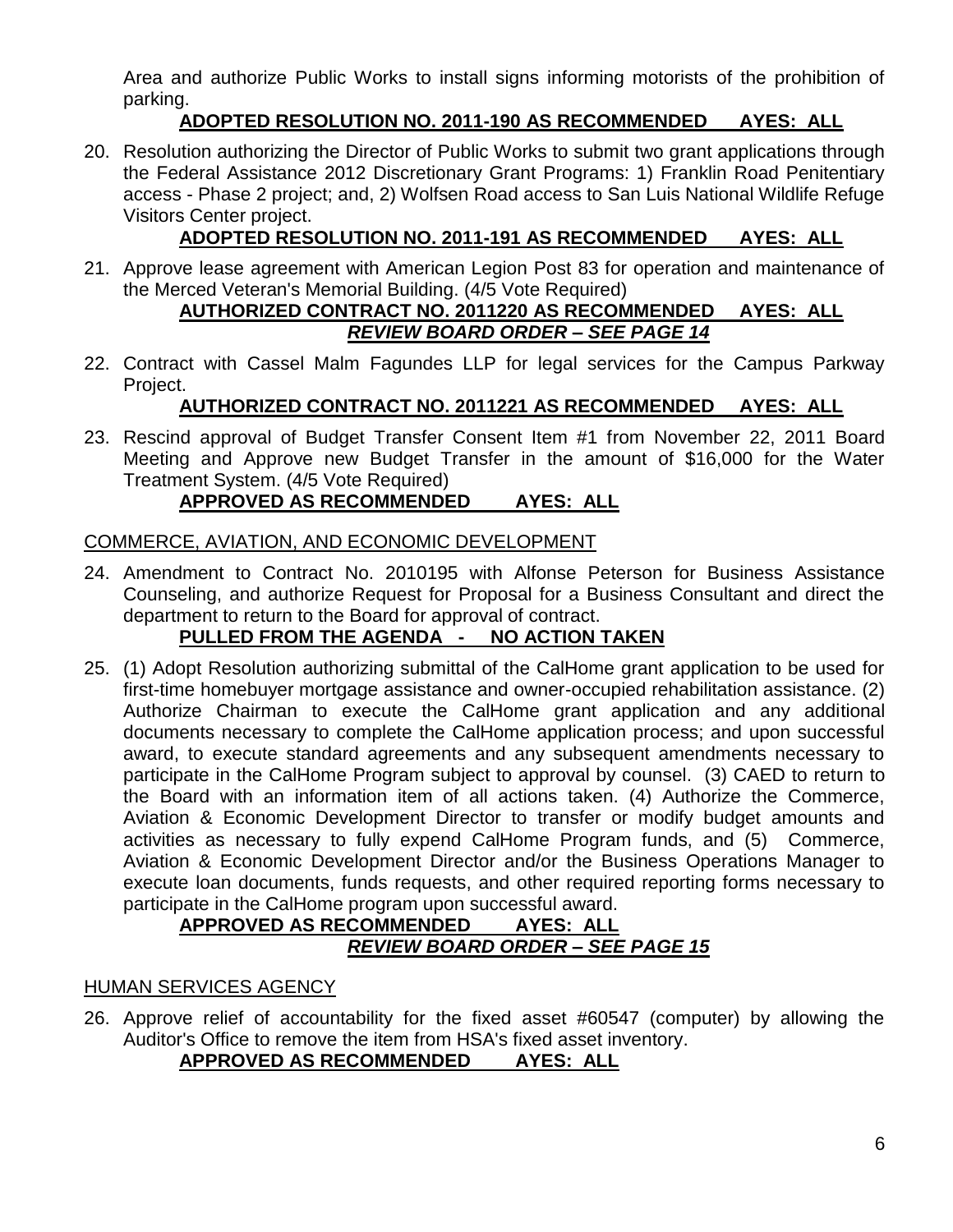Area and authorize Public Works to install signs informing motorists of the prohibition of parking.

**ADOPTED RESOLUTION NO. 2011-190 AS RECOMMENDED AYES: ALL**

20. Resolution authorizing the Director of Public Works to submit two grant applications through the Federal Assistance 2012 Discretionary Grant Programs: 1) Franklin Road Penitentiary access - Phase 2 project; and, 2) Wolfsen Road access to San Luis National Wildlife Refuge Visitors Center project.

    **ADOPTED RESOLUTION NO. 2011-191 AS RECOMMENDED AYES: ALL**

21. Approve lease agreement with American Legion Post 83 for operation and maintenance of the Merced Veteran's Memorial Building. (4/5 Vote Required)

    **AUTHORIZED CONTRACT NO. 2011220 AS RECOMMENDED AYES: ALL**
    ***REVIEW BOARD ORDER – SEE PAGE 14***

22. Contract with Cassel Malm Fagundes LLP for legal services for the Campus Parkway Project.

    **AUTHORIZED CONTRACT NO. 2011221 AS RECOMMENDED AYES: ALL**

23. Rescind approval of Budget Transfer Consent Item #1 from November 22, 2011 Board Meeting and Approve new Budget Transfer in the amount of $16,000 for the Water Treatment System. (4/5 Vote Required)

    **APPROVED AS RECOMMENDED AYES: ALL**

COMMERCE, AVIATION, AND ECONOMIC DEVELOPMENT

24. Amendment to Contract No. 2010195 with Alfonse Peterson for Business Assistance Counseling, and authorize Request for Proposal for a Business Consultant and direct the department to return to the Board for approval of contract.

    **PULLED FROM THE AGENDA - NO ACTION TAKEN**

25. (1) Adopt Resolution authorizing submittal of the CalHome grant application to be used for first-time homebuyer mortgage assistance and owner-occupied rehabilitation assistance. (2) Authorize Chairman to execute the CalHome grant application and any additional documents necessary to complete the CalHome application process; and upon successful award, to execute standard agreements and any subsequent amendments necessary to participate in the CalHome Program subject to approval by counsel. (3) CAED to return to the Board with an information item of all actions taken. (4) Authorize the Commerce, Aviation & Economic Development Director to transfer or modify budget amounts and activities as necessary to fully expend CalHome Program funds, and (5) Commerce, Aviation & Economic Development Director and/or the Business Operations Manager to execute loan documents, funds requests, and other required reporting forms necessary to participate in the CalHome program upon successful award.

    **APPROVED AS RECOMMENDED AYES: ALL**
    ***REVIEW BOARD ORDER – SEE PAGE 15***

HUMAN SERVICES AGENCY

26. Approve relief of accountability for the fixed asset #60547 (computer) by allowing the Auditor's Office to remove the item from HSA's fixed asset inventory.

    **APPROVED AS RECOMMENDED AYES: ALL**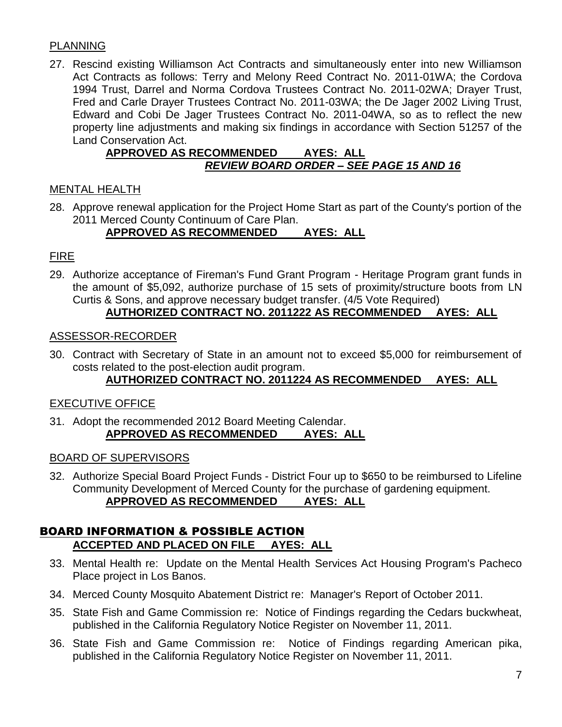PLANNING

27. Rescind existing Williamson Act Contracts and simultaneously enter into new Williamson Act Contracts as follows: Terry and Melony Reed Contract No. 2011-01WA; the Cordova 1994 Trust, Darrel and Norma Cordova Trustees Contract No. 2011-02WA; Drayer Trust, Fred and Carle Drayer Trustees Contract No. 2011-03WA; the De Jager 2002 Living Trust, Edward and Cobi De Jager Trustees Contract No. 2011-04WA, so as to reflect the new property line adjustments and making six findings in accordance with Section 51257 of the Land Conservation Act.

**APPROVED AS RECOMMENDED AYES: ALL**
***REVIEW BOARD ORDER – SEE PAGE 15 AND 16***

MENTAL HEALTH

28. Approve renewal application for the Project Home Start as part of the County's portion of the 2011 Merced County Continuum of Care Plan.

**APPROVED AS RECOMMENDED AYES: ALL**

FIRE

29. Authorize acceptance of Fireman's Fund Grant Program - Heritage Program grant funds in the amount of $5,092, authorize purchase of 15 sets of proximity/structure boots from LN Curtis & Sons, and approve necessary budget transfer. (4/5 Vote Required)

**AUTHORIZED CONTRACT NO. 2011222 AS RECOMMENDED AYES: ALL**

ASSESSOR-RECORDER

30. Contract with Secretary of State in an amount not to exceed $5,000 for reimbursement of costs related to the post-election audit program.

**AUTHORIZED CONTRACT NO. 2011224 AS RECOMMENDED AYES: ALL**

EXECUTIVE OFFICE

31. Adopt the recommended 2012 Board Meeting Calendar.

**APPROVED AS RECOMMENDED AYES: ALL**

BOARD OF SUPERVISORS

32. Authorize Special Board Project Funds - District Four up to $650 to be reimbursed to Lifeline Community Development of Merced County for the purchase of gardening equipment.

**APPROVED AS RECOMMENDED AYES: ALL**

## BOARD INFORMATION & POSSIBLE ACTION

**ACCEPTED AND PLACED ON FILE AYES: ALL**

33. Mental Health re: Update on the Mental Health Services Act Housing Program's Pacheco Place project in Los Banos.
34. Merced County Mosquito Abatement District re: Manager's Report of October 2011.
35. State Fish and Game Commission re: Notice of Findings regarding the Cedars buckwheat, published in the California Regulatory Notice Register on November 11, 2011.
36. State Fish and Game Commission re: Notice of Findings regarding American pika, published in the California Regulatory Notice Register on November 11, 2011.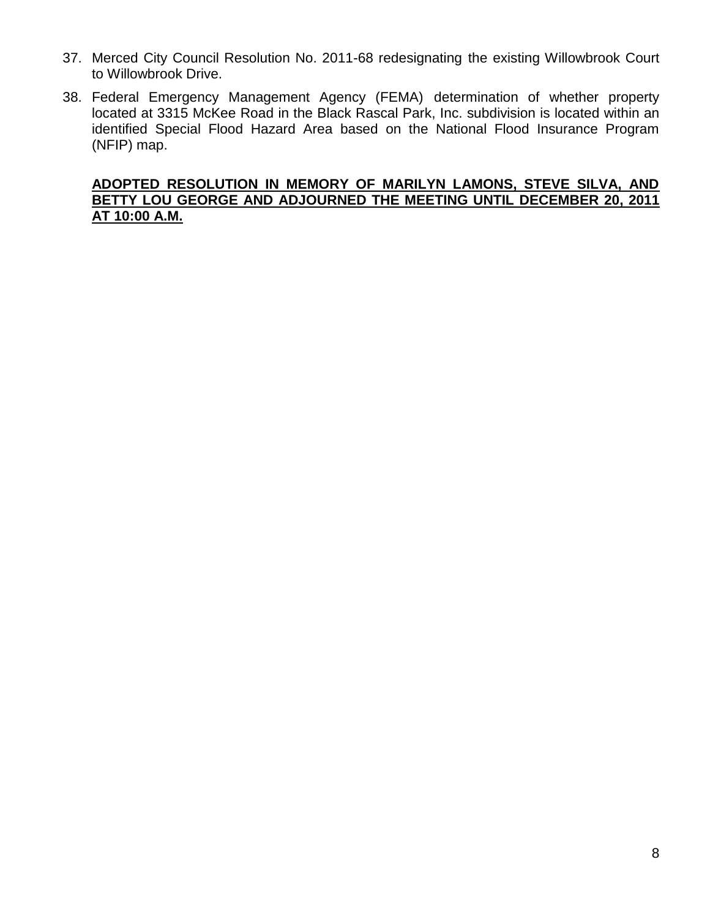37. Merced City Council Resolution No. 2011-68 redesignating the existing Willowbrook Court to Willowbrook Drive.

38. Federal Emergency Management Agency (FEMA) determination of whether property located at 3315 McKee Road in the Black Rascal Park, Inc. subdivision is located within an identified Special Flood Hazard Area based on the National Flood Insurance Program (NFIP) map.

**ADOPTED RESOLUTION IN MEMORY OF MARILYN LAMONS, STEVE SILVA, AND BETTY LOU GEORGE AND ADJOURNED THE MEETING UNTIL DECEMBER 20, 2011 AT 10:00 A.M.**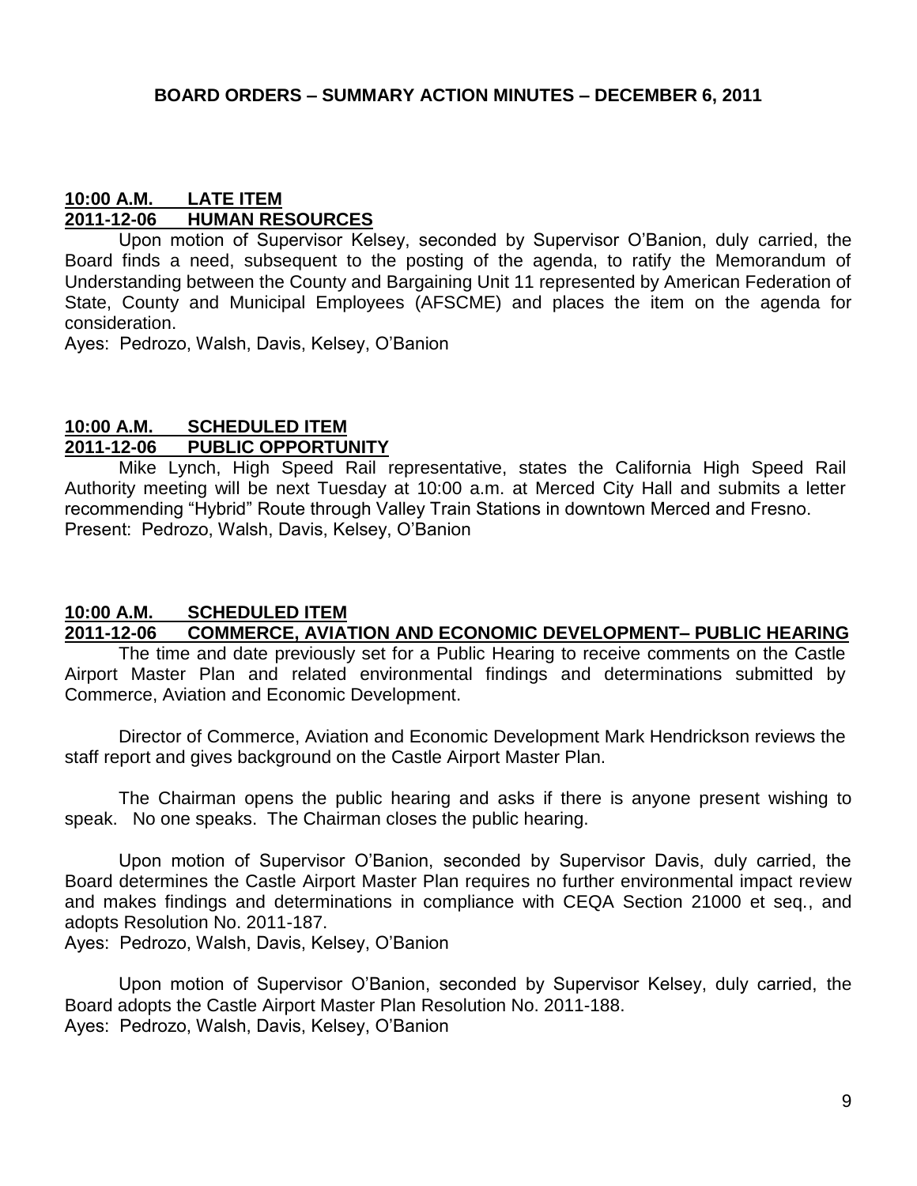## BOARD ORDERS – SUMMARY ACTION MINUTES – DECEMBER 6, 2011

**10:00 A.M. LATE ITEM**
**2011-12-06 HUMAN RESOURCES**

Upon motion of Supervisor Kelsey, seconded by Supervisor O'Banion, duly carried, the Board finds a need, subsequent to the posting of the agenda, to ratify the Memorandum of Understanding between the County and Bargaining Unit 11 represented by American Federation of State, County and Municipal Employees (AFSCME) and places the item on the agenda for consideration.

Ayes: Pedrozo, Walsh, Davis, Kelsey, O'Banion

**10:00 A.M. SCHEDULED ITEM**
**2011-12-06 PUBLIC OPPORTUNITY**

Mike Lynch, High Speed Rail representative, states the California High Speed Rail Authority meeting will be next Tuesday at 10:00 a.m. at Merced City Hall and submits a letter recommending "Hybrid" Route through Valley Train Stations in downtown Merced and Fresno.

Present: Pedrozo, Walsh, Davis, Kelsey, O'Banion

**10:00 A.M. SCHEDULED ITEM**
**2011-12-06 COMMERCE, AVIATION AND ECONOMIC DEVELOPMENT– PUBLIC HEARING**

The time and date previously set for a Public Hearing to receive comments on the Castle Airport Master Plan and related environmental findings and determinations submitted by Commerce, Aviation and Economic Development.

Director of Commerce, Aviation and Economic Development Mark Hendrickson reviews the staff report and gives background on the Castle Airport Master Plan.

The Chairman opens the public hearing and asks if there is anyone present wishing to speak. No one speaks. The Chairman closes the public hearing.

Upon motion of Supervisor O'Banion, seconded by Supervisor Davis, duly carried, the Board determines the Castle Airport Master Plan requires no further environmental impact review and makes findings and determinations in compliance with CEQA Section 21000 et seq., and adopts Resolution No. 2011-187.

Ayes: Pedrozo, Walsh, Davis, Kelsey, O'Banion

Upon motion of Supervisor O'Banion, seconded by Supervisor Kelsey, duly carried, the Board adopts the Castle Airport Master Plan Resolution No. 2011-188.

Ayes: Pedrozo, Walsh, Davis, Kelsey, O'Banion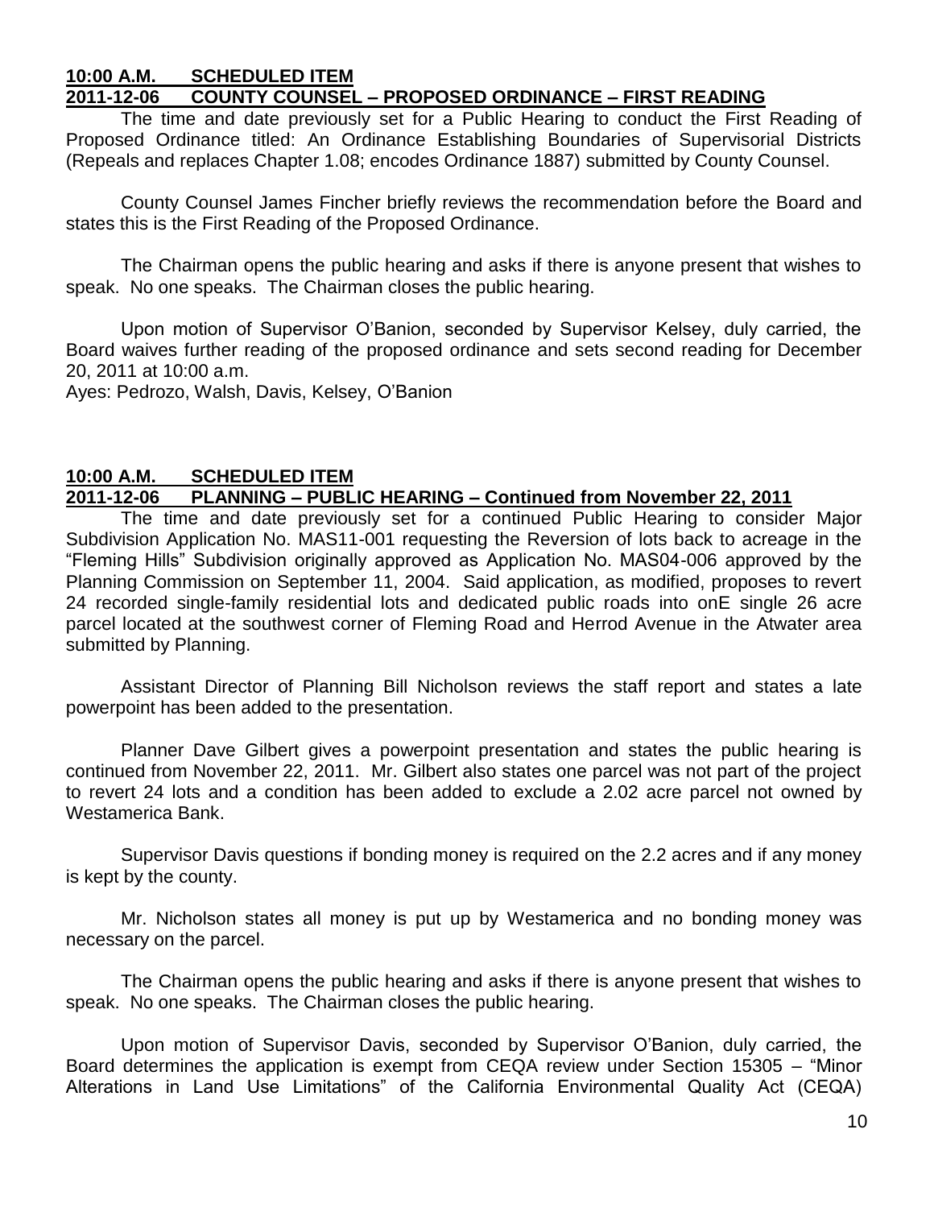**10:00 A.M. SCHEDULED ITEM**
**2011-12-06 COUNTY COUNSEL – PROPOSED ORDINANCE – FIRST READING**

The time and date previously set for a Public Hearing to conduct the First Reading of Proposed Ordinance titled: An Ordinance Establishing Boundaries of Supervisorial Districts (Repeals and replaces Chapter 1.08; encodes Ordinance 1887) submitted by County Counsel.

County Counsel James Fincher briefly reviews the recommendation before the Board and states this is the First Reading of the Proposed Ordinance.

The Chairman opens the public hearing and asks if there is anyone present that wishes to speak. No one speaks. The Chairman closes the public hearing.

Upon motion of Supervisor O'Banion, seconded by Supervisor Kelsey, duly carried, the Board waives further reading of the proposed ordinance and sets second reading for December 20, 2011 at 10:00 a.m.
Ayes: Pedrozo, Walsh, Davis, Kelsey, O'Banion

**10:00 A.M. SCHEDULED ITEM**
**2011-12-06 PLANNING – PUBLIC HEARING – Continued from November 22, 2011**

The time and date previously set for a continued Public Hearing to consider Major Subdivision Application No. MAS11-001 requesting the Reversion of lots back to acreage in the "Fleming Hills" Subdivision originally approved as Application No. MAS04-006 approved by the Planning Commission on September 11, 2004. Said application, as modified, proposes to revert 24 recorded single-family residential lots and dedicated public roads into onE single 26 acre parcel located at the southwest corner of Fleming Road and Herrod Avenue in the Atwater area submitted by Planning.

Assistant Director of Planning Bill Nicholson reviews the staff report and states a late powerpoint has been added to the presentation.

Planner Dave Gilbert gives a powerpoint presentation and states the public hearing is continued from November 22, 2011. Mr. Gilbert also states one parcel was not part of the project to revert 24 lots and a condition has been added to exclude a 2.02 acre parcel not owned by Westamerica Bank.

Supervisor Davis questions if bonding money is required on the 2.2 acres and if any money is kept by the county.

Mr. Nicholson states all money is put up by Westamerica and no bonding money was necessary on the parcel.

The Chairman opens the public hearing and asks if there is anyone present that wishes to speak. No one speaks. The Chairman closes the public hearing.

Upon motion of Supervisor Davis, seconded by Supervisor O'Banion, duly carried, the Board determines the application is exempt from CEQA review under Section 15305 – "Minor Alterations in Land Use Limitations" of the California Environmental Quality Act (CEQA)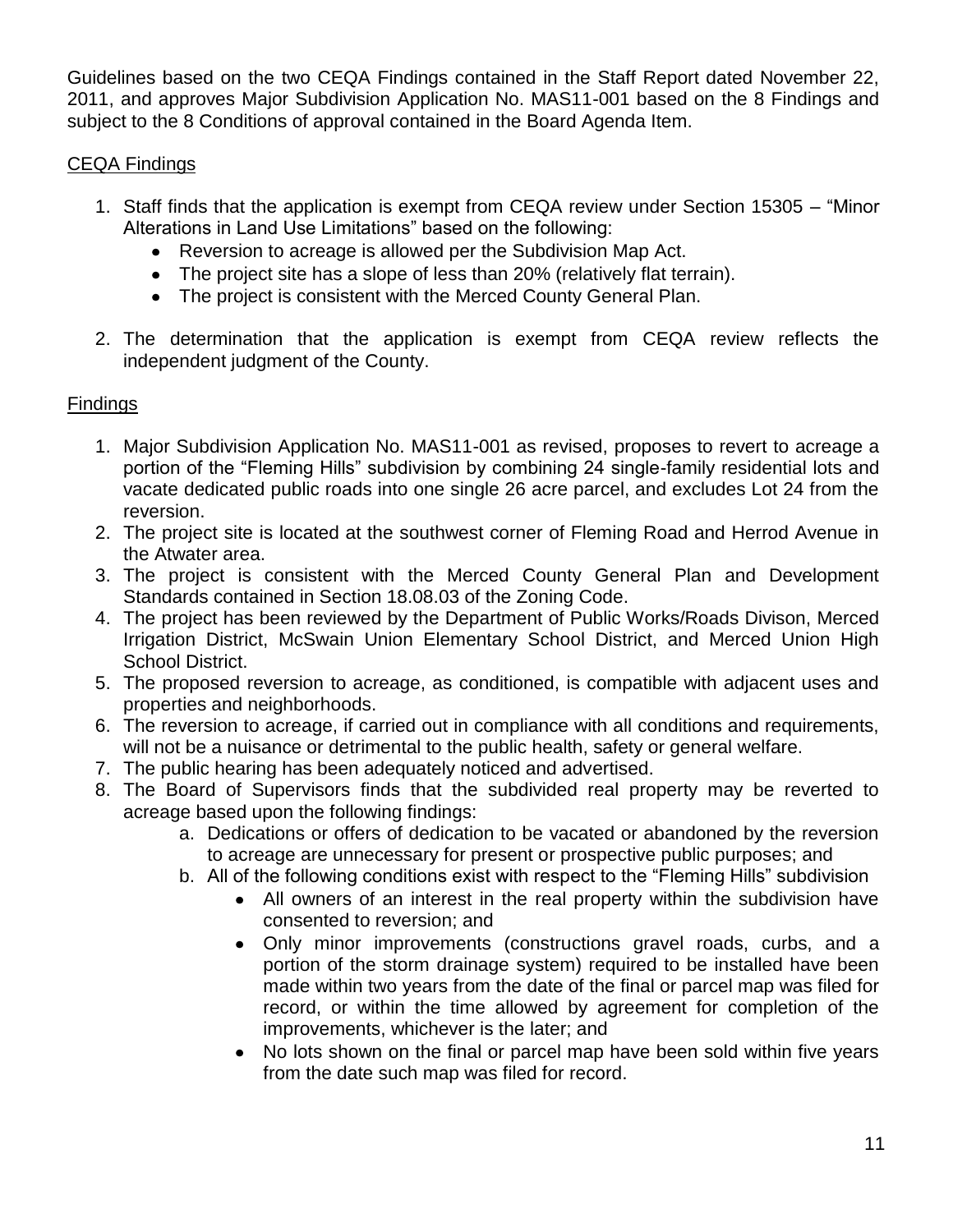Guidelines based on the two CEQA Findings contained in the Staff Report dated November 22, 2011, and approves Major Subdivision Application No. MAS11-001 based on the 8 Findings and subject to the 8 Conditions of approval contained in the Board Agenda Item.

CEQA Findings

1. Staff finds that the application is exempt from CEQA review under Section 15305 – "Minor Alterations in Land Use Limitations" based on the following:
   - Reversion to acreage is allowed per the Subdivision Map Act.
   - The project site has a slope of less than 20% (relatively flat terrain).
   - The project is consistent with the Merced County General Plan.
2. The determination that the application is exempt from CEQA review reflects the independent judgment of the County.

Findings

1. Major Subdivision Application No. MAS11-001 as revised, proposes to revert to acreage a portion of the "Fleming Hills" subdivision by combining 24 single-family residential lots and vacate dedicated public roads into one single 26 acre parcel, and excludes Lot 24 from the reversion.
2. The project site is located at the southwest corner of Fleming Road and Herrod Avenue in the Atwater area.
3. The project is consistent with the Merced County General Plan and Development Standards contained in Section 18.08.03 of the Zoning Code.
4. The project has been reviewed by the Department of Public Works/Roads Divison, Merced Irrigation District, McSwain Union Elementary School District, and Merced Union High School District.
5. The proposed reversion to acreage, as conditioned, is compatible with adjacent uses and properties and neighborhoods.
6. The reversion to acreage, if carried out in compliance with all conditions and requirements, will not be a nuisance or detrimental to the public health, safety or general welfare.
7. The public hearing has been adequately noticed and advertised.
8. The Board of Supervisors finds that the subdivided real property may be reverted to acreage based upon the following findings:
   a. Dedications or offers of dedication to be vacated or abandoned by the reversion to acreage are unnecessary for present or prospective public purposes; and
   b. All of the following conditions exist with respect to the "Fleming Hills" subdivision
      - All owners of an interest in the real property within the subdivision have consented to reversion; and
      - Only minor improvements (constructions gravel roads, curbs, and a portion of the storm drainage system) required to be installed have been made within two years from the date of the final or parcel map was filed for record, or within the time allowed by agreement for completion of the improvements, whichever is the later; and
      - No lots shown on the final or parcel map have been sold within five years from the date such map was filed for record.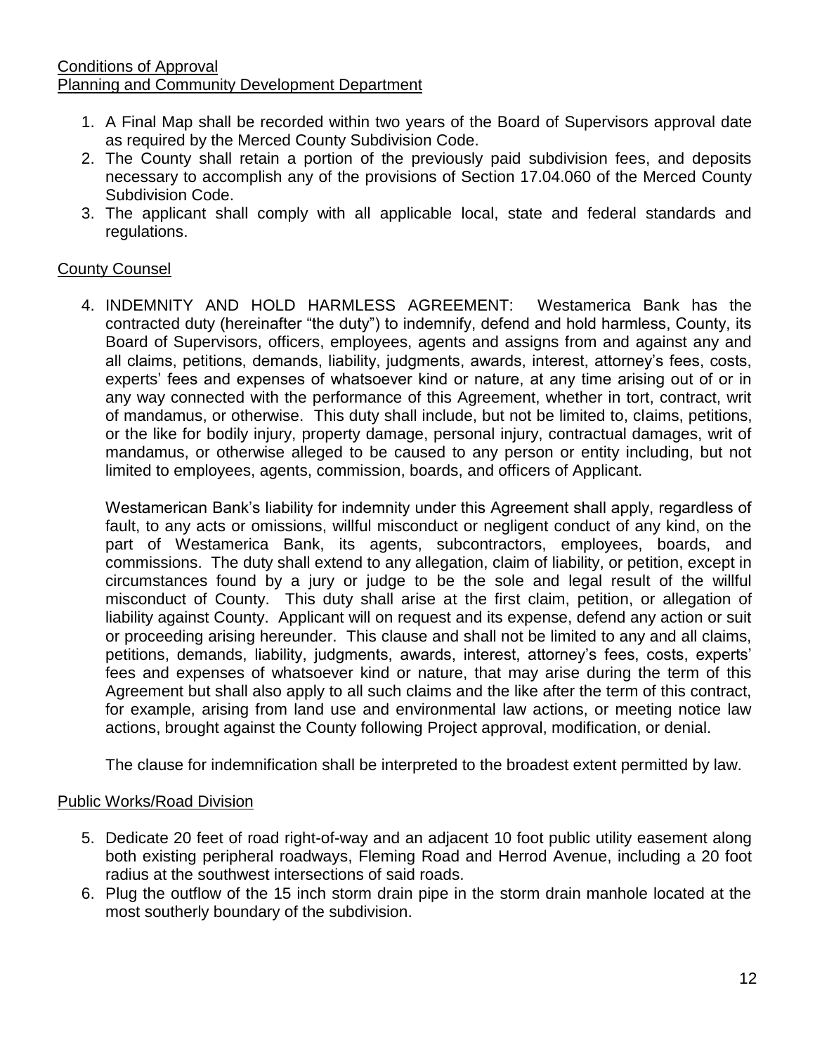Conditions of Approval

Planning and Community Development Department

1. A Final Map shall be recorded within two years of the Board of Supervisors approval date as required by the Merced County Subdivision Code.
2. The County shall retain a portion of the previously paid subdivision fees, and deposits necessary to accomplish any of the provisions of Section 17.04.060 of the Merced County Subdivision Code.
3. The applicant shall comply with all applicable local, state and federal standards and regulations.

County Counsel

4. INDEMNITY AND HOLD HARMLESS AGREEMENT: Westamerica Bank has the contracted duty (hereinafter "the duty") to indemnify, defend and hold harmless, County, its Board of Supervisors, officers, employees, agents and assigns from and against any and all claims, petitions, demands, liability, judgments, awards, interest, attorney's fees, costs, experts' fees and expenses of whatsoever kind or nature, at any time arising out of or in any way connected with the performance of this Agreement, whether in tort, contract, writ of mandamus, or otherwise. This duty shall include, but not be limited to, claims, petitions, or the like for bodily injury, property damage, personal injury, contractual damages, writ of mandamus, or otherwise alleged to be caused to any person or entity including, but not limited to employees, agents, commission, boards, and officers of Applicant.

   Westamerican Bank's liability for indemnity under this Agreement shall apply, regardless of fault, to any acts or omissions, willful misconduct or negligent conduct of any kind, on the part of Westamerica Bank, its agents, subcontractors, employees, boards, and commissions. The duty shall extend to any allegation, claim of liability, or petition, except in circumstances found by a jury or judge to be the sole and legal result of the willful misconduct of County. This duty shall arise at the first claim, petition, or allegation of liability against County. Applicant will on request and its expense, defend any action or suit or proceeding arising hereunder. This clause and shall not be limited to any and all claims, petitions, demands, liability, judgments, awards, interest, attorney's fees, costs, experts' fees and expenses of whatsoever kind or nature, that may arise during the term of this Agreement but shall also apply to all such claims and the like after the term of this contract, for example, arising from land use and environmental law actions, or meeting notice law actions, brought against the County following Project approval, modification, or denial.

   The clause for indemnification shall be interpreted to the broadest extent permitted by law.

Public Works/Road Division

5. Dedicate 20 feet of road right-of-way and an adjacent 10 foot public utility easement along both existing peripheral roadways, Fleming Road and Herrod Avenue, including a 20 foot radius at the southwest intersections of said roads.
6. Plug the outflow of the 15 inch storm drain pipe in the storm drain manhole located at the most southerly boundary of the subdivision.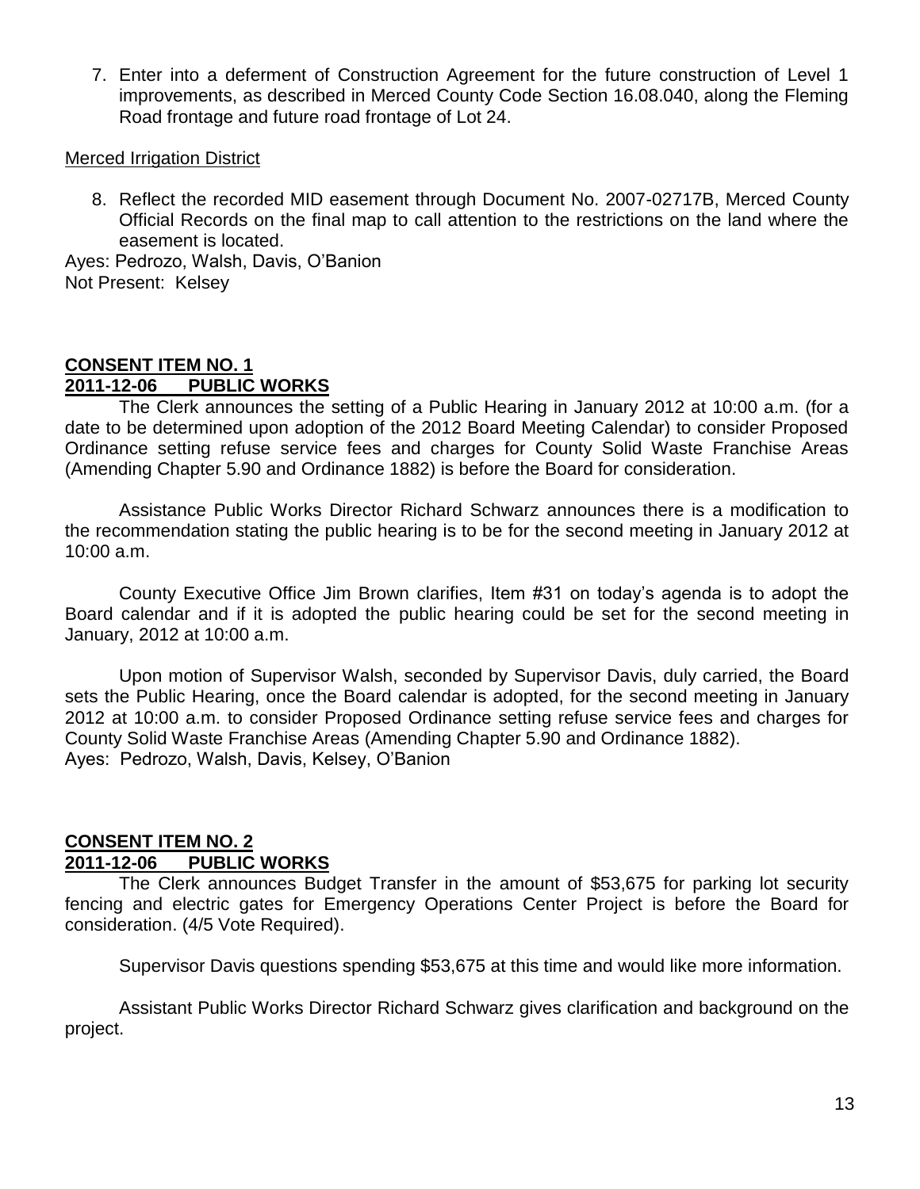7. Enter into a deferment of Construction Agreement for the future construction of Level 1 improvements, as described in Merced County Code Section 16.08.040, along the Fleming Road frontage and future road frontage of Lot 24.

Merced Irrigation District

8. Reflect the recorded MID easement through Document No. 2007-02717B, Merced County Official Records on the final map to call attention to the restrictions on the land where the easement is located.

Ayes: Pedrozo, Walsh, Davis, O'Banion
Not Present: Kelsey

## CONSENT ITEM NO. 1
## 2011-12-06 PUBLIC WORKS

The Clerk announces the setting of a Public Hearing in January 2012 at 10:00 a.m. (for a date to be determined upon adoption of the 2012 Board Meeting Calendar) to consider Proposed Ordinance setting refuse service fees and charges for County Solid Waste Franchise Areas (Amending Chapter 5.90 and Ordinance 1882) is before the Board for consideration.

Assistance Public Works Director Richard Schwarz announces there is a modification to the recommendation stating the public hearing is to be for the second meeting in January 2012 at 10:00 a.m.

County Executive Office Jim Brown clarifies, Item #31 on today's agenda is to adopt the Board calendar and if it is adopted the public hearing could be set for the second meeting in January, 2012 at 10:00 a.m.

Upon motion of Supervisor Walsh, seconded by Supervisor Davis, duly carried, the Board sets the Public Hearing, once the Board calendar is adopted, for the second meeting in January 2012 at 10:00 a.m. to consider Proposed Ordinance setting refuse service fees and charges for County Solid Waste Franchise Areas (Amending Chapter 5.90 and Ordinance 1882).
Ayes: Pedrozo, Walsh, Davis, Kelsey, O'Banion

## CONSENT ITEM NO. 2
## 2011-12-06 PUBLIC WORKS

The Clerk announces Budget Transfer in the amount of $53,675 for parking lot security fencing and electric gates for Emergency Operations Center Project is before the Board for consideration. (4/5 Vote Required).

Supervisor Davis questions spending $53,675 at this time and would like more information.

Assistant Public Works Director Richard Schwarz gives clarification and background on the project.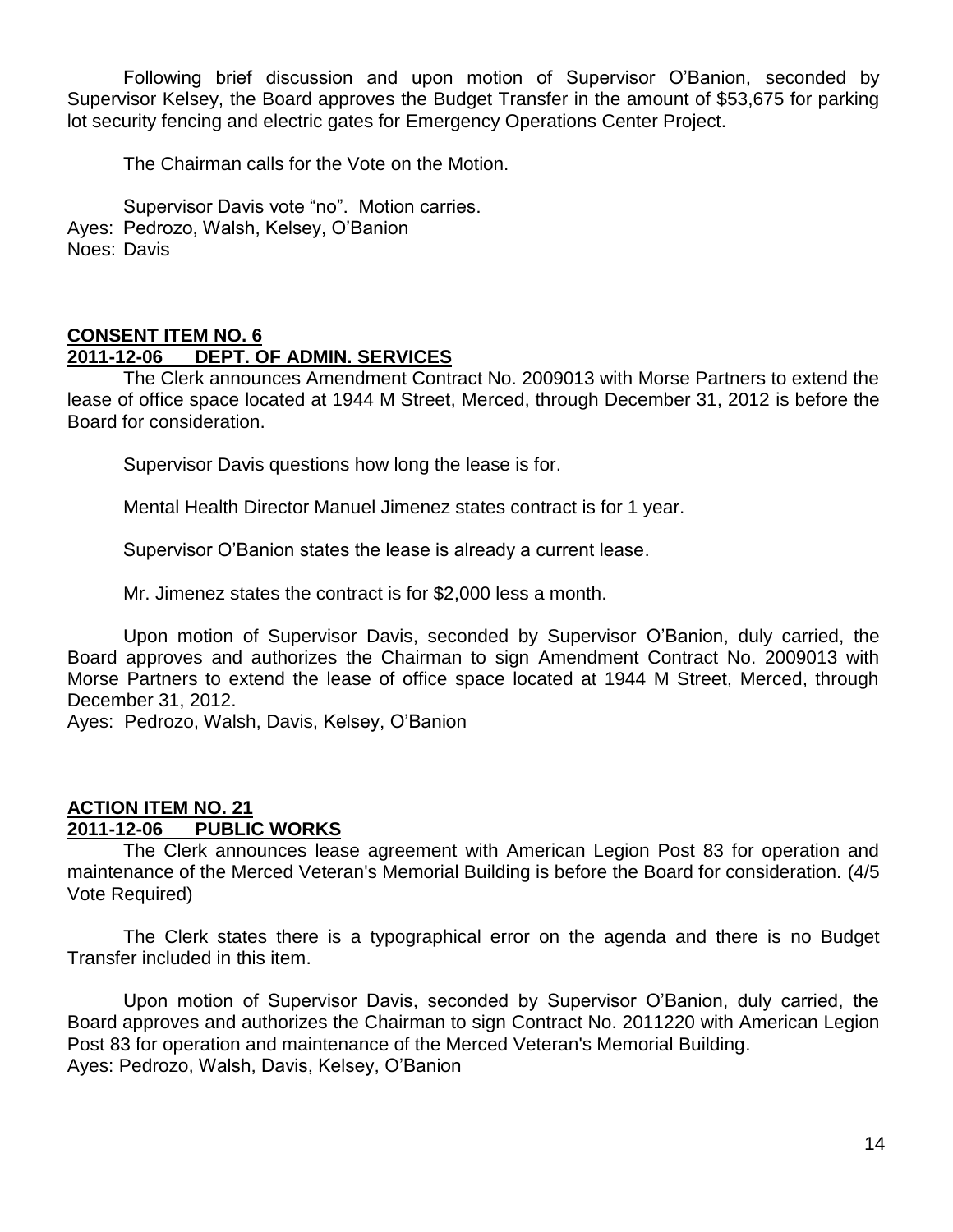Following brief discussion and upon motion of Supervisor O'Banion, seconded by Supervisor Kelsey, the Board approves the Budget Transfer in the amount of $53,675 for parking lot security fencing and electric gates for Emergency Operations Center Project.

The Chairman calls for the Vote on the Motion.

Supervisor Davis vote "no". Motion carries.
Ayes: Pedrozo, Walsh, Kelsey, O'Banion
Noes: Davis

## CONSENT ITEM NO. 6

## 2011-12-06 DEPT. OF ADMIN. SERVICES

The Clerk announces Amendment Contract No. 2009013 with Morse Partners to extend the lease of office space located at 1944 M Street, Merced, through December 31, 2012 is before the Board for consideration.

Supervisor Davis questions how long the lease is for.

Mental Health Director Manuel Jimenez states contract is for 1 year.

Supervisor O'Banion states the lease is already a current lease.

Mr. Jimenez states the contract is for $2,000 less a month.

Upon motion of Supervisor Davis, seconded by Supervisor O'Banion, duly carried, the Board approves and authorizes the Chairman to sign Amendment Contract No. 2009013 with Morse Partners to extend the lease of office space located at 1944 M Street, Merced, through December 31, 2012.
Ayes: Pedrozo, Walsh, Davis, Kelsey, O'Banion

## ACTION ITEM NO. 21

## 2011-12-06 PUBLIC WORKS

The Clerk announces lease agreement with American Legion Post 83 for operation and maintenance of the Merced Veteran's Memorial Building is before the Board for consideration. (4/5 Vote Required)

The Clerk states there is a typographical error on the agenda and there is no Budget Transfer included in this item.

Upon motion of Supervisor Davis, seconded by Supervisor O'Banion, duly carried, the Board approves and authorizes the Chairman to sign Contract No. 2011220 with American Legion Post 83 for operation and maintenance of the Merced Veteran's Memorial Building.
Ayes: Pedrozo, Walsh, Davis, Kelsey, O'Banion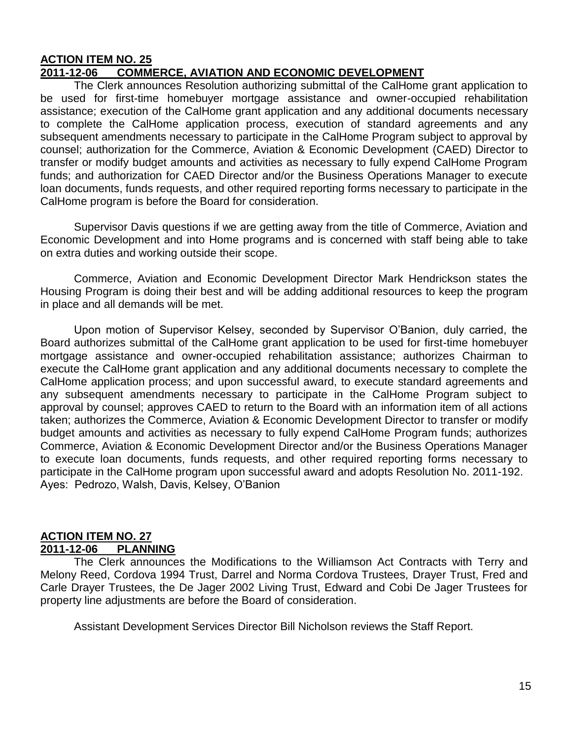**ACTION ITEM NO. 25**
**2011-12-06 COMMERCE, AVIATION AND ECONOMIC DEVELOPMENT**

The Clerk announces Resolution authorizing submittal of the CalHome grant application to be used for first-time homebuyer mortgage assistance and owner-occupied rehabilitation assistance; execution of the CalHome grant application and any additional documents necessary to complete the CalHome application process, execution of standard agreements and any subsequent amendments necessary to participate in the CalHome Program subject to approval by counsel; authorization for the Commerce, Aviation & Economic Development (CAED) Director to transfer or modify budget amounts and activities as necessary to fully expend CalHome Program funds; and authorization for CAED Director and/or the Business Operations Manager to execute loan documents, funds requests, and other required reporting forms necessary to participate in the CalHome program is before the Board for consideration.

Supervisor Davis questions if we are getting away from the title of Commerce, Aviation and Economic Development and into Home programs and is concerned with staff being able to take on extra duties and working outside their scope.

Commerce, Aviation and Economic Development Director Mark Hendrickson states the Housing Program is doing their best and will be adding additional resources to keep the program in place and all demands will be met.

Upon motion of Supervisor Kelsey, seconded by Supervisor O'Banion, duly carried, the Board authorizes submittal of the CalHome grant application to be used for first-time homebuyer mortgage assistance and owner-occupied rehabilitation assistance; authorizes Chairman to execute the CalHome grant application and any additional documents necessary to complete the CalHome application process; and upon successful award, to execute standard agreements and any subsequent amendments necessary to participate in the CalHome Program subject to approval by counsel; approves CAED to return to the Board with an information item of all actions taken; authorizes the Commerce, Aviation & Economic Development Director to transfer or modify budget amounts and activities as necessary to fully expend CalHome Program funds; authorizes Commerce, Aviation & Economic Development Director and/or the Business Operations Manager to execute loan documents, funds requests, and other required reporting forms necessary to participate in the CalHome program upon successful award and adopts Resolution No. 2011-192.
Ayes: Pedrozo, Walsh, Davis, Kelsey, O'Banion

**ACTION ITEM NO. 27**
**2011-12-06 PLANNING**

The Clerk announces the Modifications to the Williamson Act Contracts with Terry and Melony Reed, Cordova 1994 Trust, Darrel and Norma Cordova Trustees, Drayer Trust, Fred and Carle Drayer Trustees, the De Jager 2002 Living Trust, Edward and Cobi De Jager Trustees for property line adjustments are before the Board of consideration.

Assistant Development Services Director Bill Nicholson reviews the Staff Report.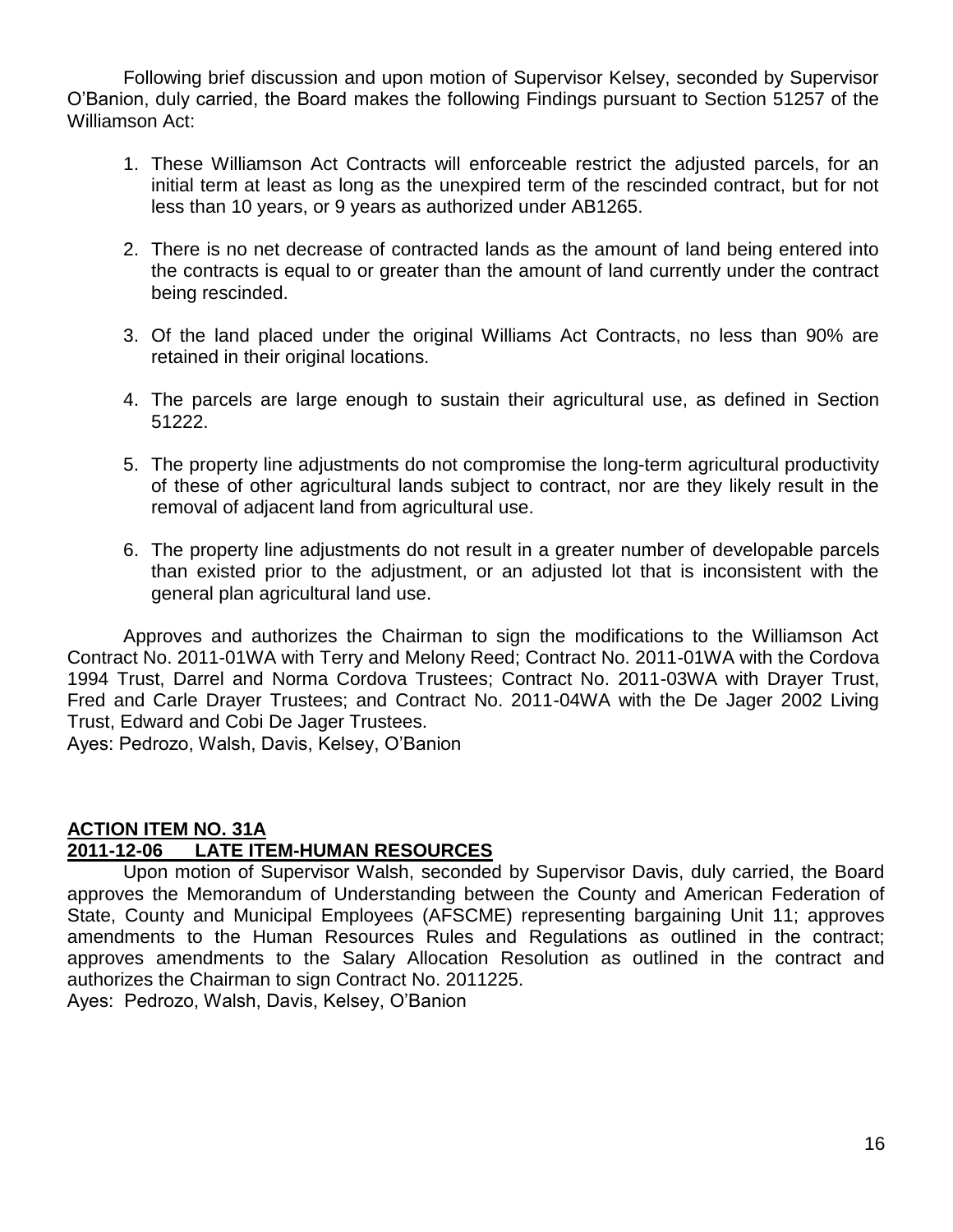Following brief discussion and upon motion of Supervisor Kelsey, seconded by Supervisor O'Banion, duly carried, the Board makes the following Findings pursuant to Section 51257 of the Williamson Act:

1. These Williamson Act Contracts will enforceable restrict the adjusted parcels, for an initial term at least as long as the unexpired term of the rescinded contract, but for not less than 10 years, or 9 years as authorized under AB1265.
2. There is no net decrease of contracted lands as the amount of land being entered into the contracts is equal to or greater than the amount of land currently under the contract being rescinded.
3. Of the land placed under the original Williams Act Contracts, no less than 90% are retained in their original locations.
4. The parcels are large enough to sustain their agricultural use, as defined in Section 51222.
5. The property line adjustments do not compromise the long-term agricultural productivity of these of other agricultural lands subject to contract, nor are they likely result in the removal of adjacent land from agricultural use.
6. The property line adjustments do not result in a greater number of developable parcels than existed prior to the adjustment, or an adjusted lot that is inconsistent with the general plan agricultural land use.

Approves and authorizes the Chairman to sign the modifications to the Williamson Act Contract No. 2011-01WA with Terry and Melony Reed; Contract No. 2011-01WA with the Cordova 1994 Trust, Darrel and Norma Cordova Trustees; Contract No. 2011-03WA with Drayer Trust, Fred and Carle Drayer Trustees; and Contract No. 2011-04WA with the De Jager 2002 Living Trust, Edward and Cobi De Jager Trustees.
Ayes: Pedrozo, Walsh, Davis, Kelsey, O'Banion

## ACTION ITEM NO. 31A

## 2011-12-06 LATE ITEM-HUMAN RESOURCES

Upon motion of Supervisor Walsh, seconded by Supervisor Davis, duly carried, the Board approves the Memorandum of Understanding between the County and American Federation of State, County and Municipal Employees (AFSCME) representing bargaining Unit 11; approves amendments to the Human Resources Rules and Regulations as outlined in the contract; approves amendments to the Salary Allocation Resolution as outlined in the contract and authorizes the Chairman to sign Contract No. 2011225.
Ayes: Pedrozo, Walsh, Davis, Kelsey, O'Banion